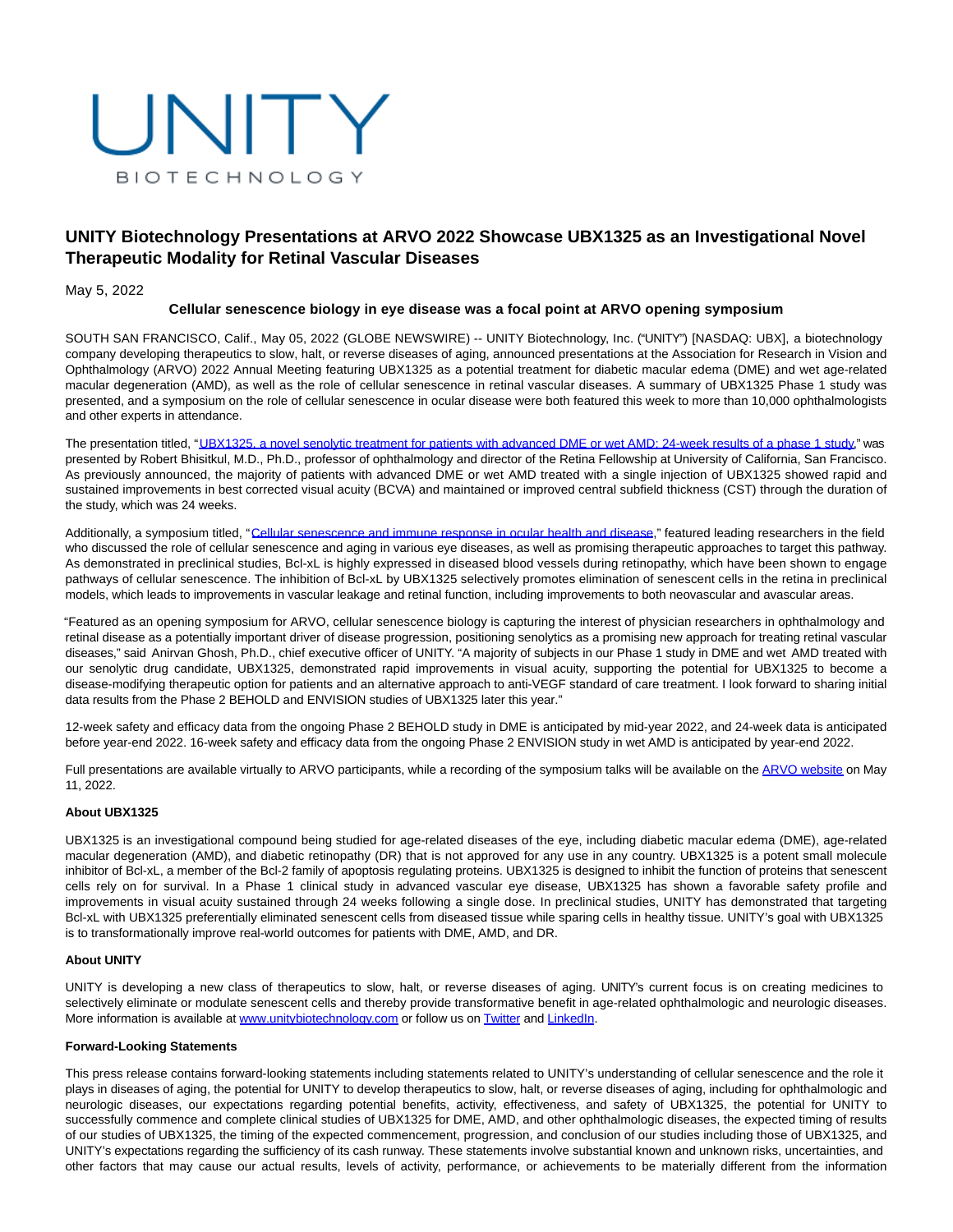UNITY

BIOTECHNOLOGY

# UNITY Biotechnology Presentations at ARVO 2022 Showcase UBX1325 as an Investigational Novel Therapeutic Modality for Retinal Vascular Diseases

May 5, 2022

**Cellular senescence biology in eye disease was a focal point at ARVO opening symposium**

SOUTH SAN FRANCISCO, Calif., May 05, 2022 (GLOBE NEWSWIRE) -- UNITY Biotechnology, Inc. ("UNITY") [NASDAQ: UBX], a biotechnology company developing therapeutics to slow, halt, or reverse diseases of aging, announced presentations at the Association for Research in Vision and Ophthalmology (ARVO) 2022 Annual Meeting featuring UBX1325 as a potential treatment for diabetic macular edema (DME) and wet age-related macular degeneration (AMD), as well as the role of cellular senescence in retinal vascular diseases. A summary of UBX1325 Phase 1 study was presented, and a symposium on the role of cellular senescence in ocular disease were both featured this week to more than 10,000 ophthalmologists and other experts in attendance.

The presentation titled, "UBX1325, a novel senolytic treatment for patients with advanced DME or wet AMD: 24-week results of a phase 1 study," was presented by Robert Bhisitkul, M.D., Ph.D., professor of ophthalmology and director of the Retina Fellowship at University of California, San Francisco. As previously announced, the majority of patients with advanced DME or wet AMD treated with a single injection of UBX1325 showed rapid and sustained improvements in best corrected visual acuity (BCVA) and maintained or improved central subfield thickness (CST) through the duration of the study, which was 24 weeks.

Additionally, a symposium titled, "Cellular senescence and immune response in ocular health and disease," featured leading researchers in the field who discussed the role of cellular senescence and aging in various eye diseases, as well as promising therapeutic approaches to target this pathway. As demonstrated in preclinical studies, Bcl-xL is highly expressed in diseased blood vessels during retinopathy, which have been shown to engage pathways of cellular senescence. The inhibition of Bcl-xL by UBX1325 selectively promotes elimination of senescent cells in the retina in preclinical models, which leads to improvements in vascular leakage and retinal function, including improvements to both neovascular and avascular areas.

"Featured as an opening symposium for ARVO, cellular senescence biology is capturing the interest of physician researchers in ophthalmology and retinal disease as a potentially important driver of disease progression, positioning senolytics as a promising new approach for treating retinal vascular diseases," said Anirvan Ghosh, Ph.D., chief executive officer of UNITY. "A majority of subjects in our Phase 1 study in DME and wet AMD treated with our senolytic drug candidate, UBX1325, demonstrated rapid improvements in visual acuity, supporting the potential for UBX1325 to become a disease-modifying therapeutic option for patients and an alternative approach to anti-VEGF standard of care treatment. I look forward to sharing initial data results from the Phase 2 BEHOLD and ENVISION studies of UBX1325 later this year."

12-week safety and efficacy data from the ongoing Phase 2 BEHOLD study in DME is anticipated by mid-year 2022, and 24-week data is anticipated before year-end 2022. 16-week safety and efficacy data from the ongoing Phase 2 ENVISION study in wet AMD is anticipated by year-end 2022.

Full presentations are available virtually to ARVO participants, while a recording of the symposium talks will be available on the ARVO website on May 11, 2022.

**About UBX1325**

UBX1325 is an investigational compound being studied for age-related diseases of the eye, including diabetic macular edema (DME), age-related macular degeneration (AMD), and diabetic retinopathy (DR) that is not approved for any use in any country. UBX1325 is a potent small molecule inhibitor of Bcl-xL, a member of the Bcl-2 family of apoptosis regulating proteins. UBX1325 is designed to inhibit the function of proteins that senescent cells rely on for survival. In a Phase 1 clinical study in advanced vascular eye disease, UBX1325 has shown a favorable safety profile and improvements in visual acuity sustained through 24 weeks following a single dose. In preclinical studies, UNITY has demonstrated that targeting Bcl-xL with UBX1325 preferentially eliminated senescent cells from diseased tissue while sparing cells in healthy tissue. UNITY's goal with UBX1325 is to transformationally improve real-world outcomes for patients with DME, AMD, and DR.

**About UNITY**

UNITY is developing a new class of therapeutics to slow, halt, or reverse diseases of aging. UNITY's current focus is on creating medicines to selectively eliminate or modulate senescent cells and thereby provide transformative benefit in age-related ophthalmologic and neurologic diseases. More information is available at www.unitybiotechnology.com or follow us on Twitter and LinkedIn.

**Forward-Looking Statements**

This press release contains forward-looking statements including statements related to UNITY's understanding of cellular senescence and the role it plays in diseases of aging, the potential for UNITY to develop therapeutics to slow, halt, or reverse diseases of aging, including for ophthalmologic and neurologic diseases, our expectations regarding potential benefits, activity, effectiveness, and safety of UBX1325, the potential for UNITY to successfully commence and complete clinical studies of UBX1325 for DME, AMD, and other ophthalmologic diseases, the expected timing of results of our studies of UBX1325, the timing of the expected commencement, progression, and conclusion of our studies including those of UBX1325, and UNITY's expectations regarding the sufficiency of its cash runway. These statements involve substantial known and unknown risks, uncertainties, and other factors that may cause our actual results, levels of activity, performance, or achievements to be materially different from the information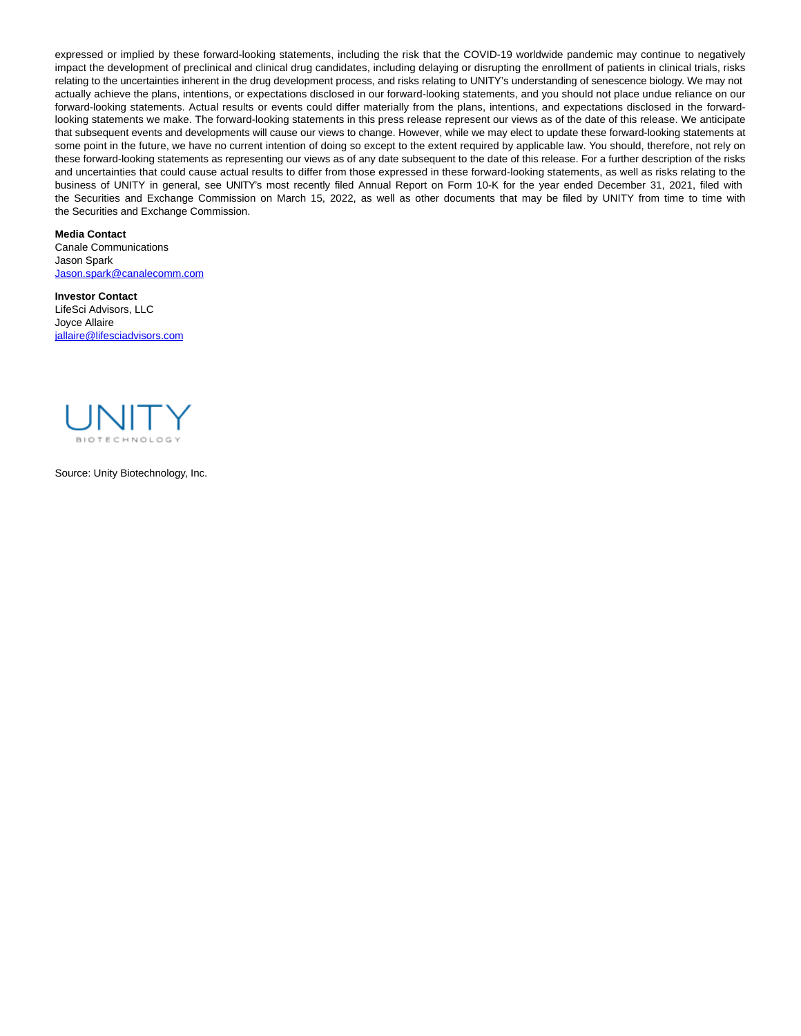expressed or implied by these forward-looking statements, including the risk that the COVID-19 worldwide pandemic may continue to negatively impact the development of preclinical and clinical drug candidates, including delaying or disrupting the enrollment of patients in clinical trials, risks relating to the uncertainties inherent in the drug development process, and risks relating to UNITY's understanding of senescence biology. We may not actually achieve the plans, intentions, or expectations disclosed in our forward-looking statements, and you should not place undue reliance on our forward-looking statements. Actual results or events could differ materially from the plans, intentions, and expectations disclosed in the forward-looking statements we make. The forward-looking statements in this press release represent our views as of the date of this release. We anticipate that subsequent events and developments will cause our views to change. However, while we may elect to update these forward-looking statements at some point in the future, we have no current intention of doing so except to the extent required by applicable law. You should, therefore, not rely on these forward-looking statements as representing our views as of any date subsequent to the date of this release. For a further description of the risks and uncertainties that could cause actual results to differ from those expressed in these forward-looking statements, as well as risks relating to the business of UNITY in general, see UNITY's most recently filed Annual Report on Form 10-K for the year ended December 31, 2021, filed with the Securities and Exchange Commission on March 15, 2022, as well as other documents that may be filed by UNITY from time to time with the Securities and Exchange Commission.

**Media Contact**
Canale Communications
Jason Spark
Jason.spark@canalecomm.com

**Investor Contact**
LifeSci Advisors, LLC
Joyce Allaire
jallaire@lifesciadvisors.com

UNITY
BIOTECHNOLOGY

Source: Unity Biotechnology, Inc.